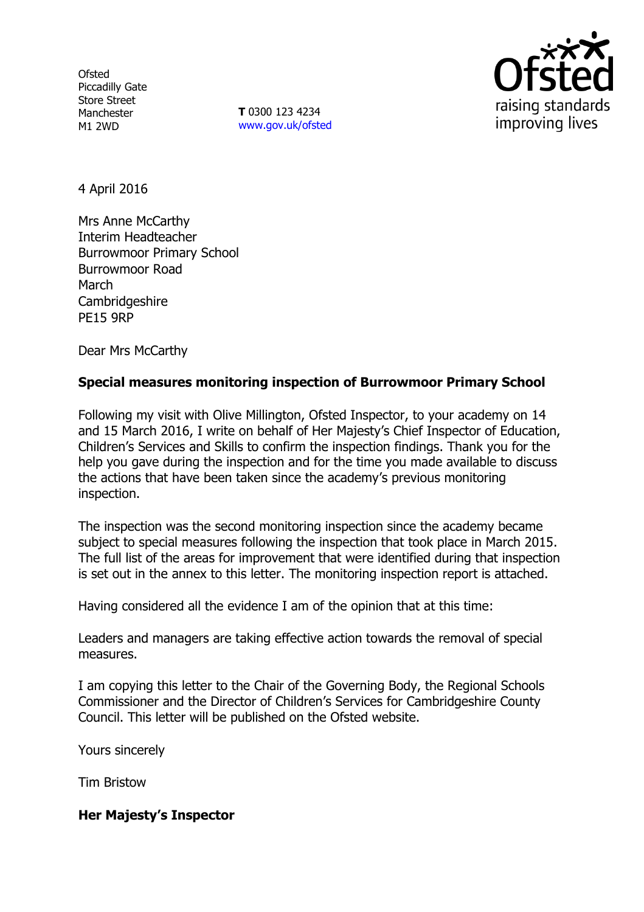Ofsted
Piccadilly Gate
Store Street
Manchester
M1 2WD

**T** 0300 123 4234
www.gov.uk/ofsted

4 April 2016

Mrs Anne McCarthy
Interim Headteacher
Burrowmoor Primary School
Burrowmoor Road
March
Cambridgeshire
PE15 9RP

Dear Mrs McCarthy

**Special measures monitoring inspection of Burrowmoor Primary School**

Following my visit with Olive Millington, Ofsted Inspector, to your academy on 14 and 15 March 2016, I write on behalf of Her Majesty's Chief Inspector of Education, Children's Services and Skills to confirm the inspection findings. Thank you for the help you gave during the inspection and for the time you made available to discuss the actions that have been taken since the academy's previous monitoring inspection.

The inspection was the second monitoring inspection since the academy became subject to special measures following the inspection that took place in March 2015. The full list of the areas for improvement that were identified during that inspection is set out in the annex to this letter. The monitoring inspection report is attached.

Having considered all the evidence I am of the opinion that at this time:

Leaders and managers are taking effective action towards the removal of special measures.

I am copying this letter to the Chair of the Governing Body, the Regional Schools Commissioner and the Director of Children's Services for Cambridgeshire County Council. This letter will be published on the Ofsted website.

Yours sincerely

Tim Bristow

**Her Majesty's Inspector**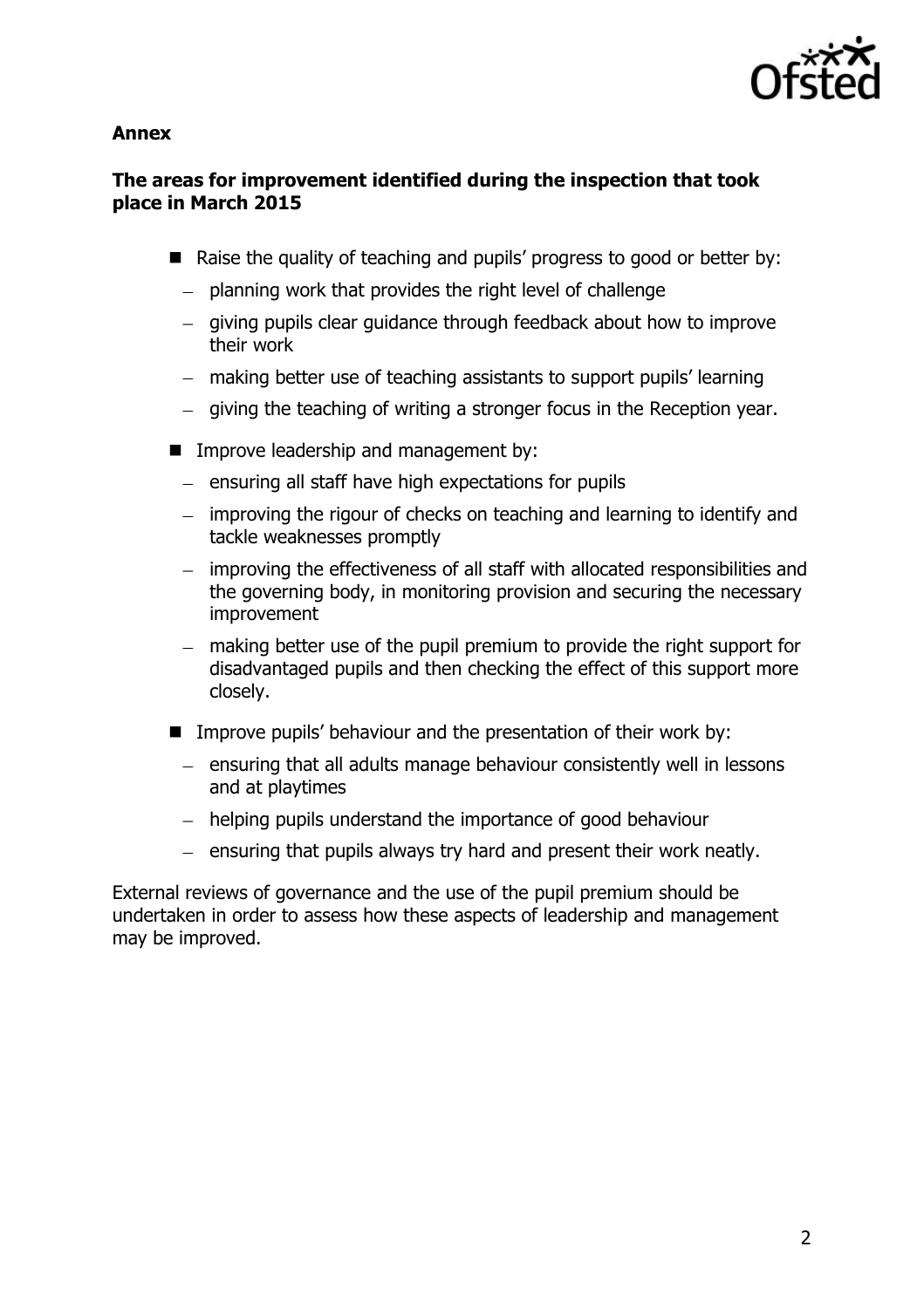**Annex**

**The areas for improvement identified during the inspection that took place in March 2015**

- Raise the quality of teaching and pupils' progress to good or better by:
  - planning work that provides the right level of challenge
  - giving pupils clear guidance through feedback about how to improve their work
  - making better use of teaching assistants to support pupils' learning
  - giving the teaching of writing a stronger focus in the Reception year.
- Improve leadership and management by:
  - ensuring all staff have high expectations for pupils
  - improving the rigour of checks on teaching and learning to identify and tackle weaknesses promptly
  - improving the effectiveness of all staff with allocated responsibilities and the governing body, in monitoring provision and securing the necessary improvement
  - making better use of the pupil premium to provide the right support for disadvantaged pupils and then checking the effect of this support more closely.
- Improve pupils' behaviour and the presentation of their work by:
  - ensuring that all adults manage behaviour consistently well in lessons and at playtimes
  - helping pupils understand the importance of good behaviour
  - ensuring that pupils always try hard and present their work neatly.

External reviews of governance and the use of the pupil premium should be undertaken in order to assess how these aspects of leadership and management may be improved.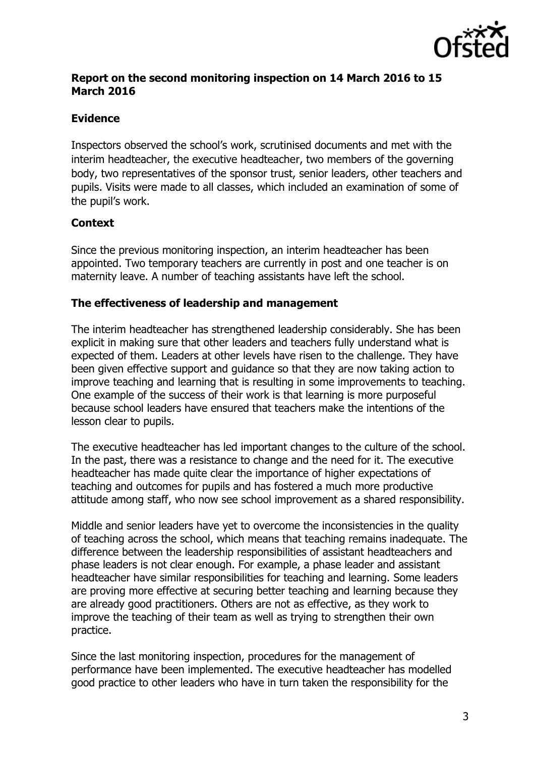**Report on the second monitoring inspection on 14 March 2016 to 15 March 2016**

**Evidence**

Inspectors observed the school's work, scrutinised documents and met with the interim headteacher, the executive headteacher, two members of the governing body, two representatives of the sponsor trust, senior leaders, other teachers and pupils. Visits were made to all classes, which included an examination of some of the pupil's work.

**Context**

Since the previous monitoring inspection, an interim headteacher has been appointed. Two temporary teachers are currently in post and one teacher is on maternity leave. A number of teaching assistants have left the school.

**The effectiveness of leadership and management**

The interim headteacher has strengthened leadership considerably. She has been explicit in making sure that other leaders and teachers fully understand what is expected of them. Leaders at other levels have risen to the challenge. They have been given effective support and guidance so that they are now taking action to improve teaching and learning that is resulting in some improvements to teaching. One example of the success of their work is that learning is more purposeful because school leaders have ensured that teachers make the intentions of the lesson clear to pupils.

The executive headteacher has led important changes to the culture of the school. In the past, there was a resistance to change and the need for it. The executive headteacher has made quite clear the importance of higher expectations of teaching and outcomes for pupils and has fostered a much more productive attitude among staff, who now see school improvement as a shared responsibility.

Middle and senior leaders have yet to overcome the inconsistencies in the quality of teaching across the school, which means that teaching remains inadequate. The difference between the leadership responsibilities of assistant headteachers and phase leaders is not clear enough. For example, a phase leader and assistant headteacher have similar responsibilities for teaching and learning. Some leaders are proving more effective at securing better teaching and learning because they are already good practitioners. Others are not as effective, as they work to improve the teaching of their team as well as trying to strengthen their own practice.

Since the last monitoring inspection, procedures for the management of performance have been implemented. The executive headteacher has modelled good practice to other leaders who have in turn taken the responsibility for the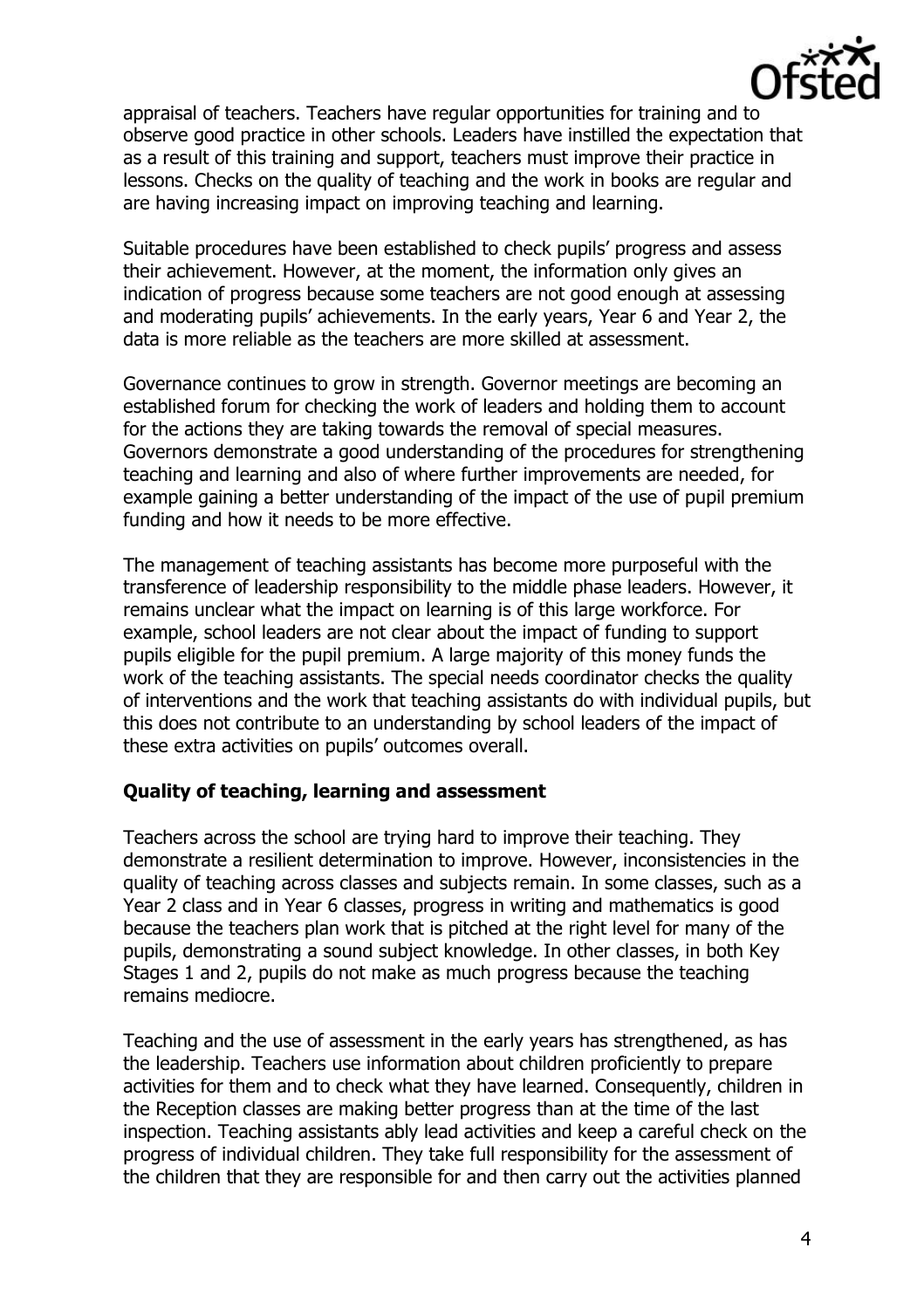appraisal of teachers. Teachers have regular opportunities for training and to observe good practice in other schools. Leaders have instilled the expectation that as a result of this training and support, teachers must improve their practice in lessons. Checks on the quality of teaching and the work in books are regular and are having increasing impact on improving teaching and learning.

Suitable procedures have been established to check pupils' progress and assess their achievement. However, at the moment, the information only gives an indication of progress because some teachers are not good enough at assessing and moderating pupils' achievements. In the early years, Year 6 and Year 2, the data is more reliable as the teachers are more skilled at assessment.

Governance continues to grow in strength. Governor meetings are becoming an established forum for checking the work of leaders and holding them to account for the actions they are taking towards the removal of special measures. Governors demonstrate a good understanding of the procedures for strengthening teaching and learning and also of where further improvements are needed, for example gaining a better understanding of the impact of the use of pupil premium funding and how it needs to be more effective.

The management of teaching assistants has become more purposeful with the transference of leadership responsibility to the middle phase leaders. However, it remains unclear what the impact on learning is of this large workforce. For example, school leaders are not clear about the impact of funding to support pupils eligible for the pupil premium. A large majority of this money funds the work of the teaching assistants. The special needs coordinator checks the quality of interventions and the work that teaching assistants do with individual pupils, but this does not contribute to an understanding by school leaders of the impact of these extra activities on pupils' outcomes overall.

**Quality of teaching, learning and assessment**

Teachers across the school are trying hard to improve their teaching. They demonstrate a resilient determination to improve. However, inconsistencies in the quality of teaching across classes and subjects remain. In some classes, such as a Year 2 class and in Year 6 classes, progress in writing and mathematics is good because the teachers plan work that is pitched at the right level for many of the pupils, demonstrating a sound subject knowledge. In other classes, in both Key Stages 1 and 2, pupils do not make as much progress because the teaching remains mediocre.

Teaching and the use of assessment in the early years has strengthened, as has the leadership. Teachers use information about children proficiently to prepare activities for them and to check what they have learned. Consequently, children in the Reception classes are making better progress than at the time of the last inspection. Teaching assistants ably lead activities and keep a careful check on the progress of individual children. They take full responsibility for the assessment of the children that they are responsible for and then carry out the activities planned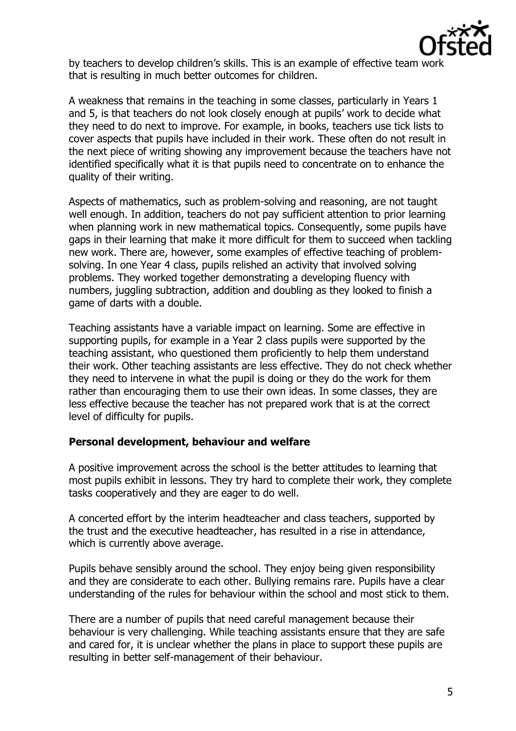by teachers to develop children's skills. This is an example of effective team work that is resulting in much better outcomes for children.

A weakness that remains in the teaching in some classes, particularly in Years 1 and 5, is that teachers do not look closely enough at pupils' work to decide what they need to do next to improve. For example, in books, teachers use tick lists to cover aspects that pupils have included in their work. These often do not result in the next piece of writing showing any improvement because the teachers have not identified specifically what it is that pupils need to concentrate on to enhance the quality of their writing.

Aspects of mathematics, such as problem-solving and reasoning, are not taught well enough. In addition, teachers do not pay sufficient attention to prior learning when planning work in new mathematical topics. Consequently, some pupils have gaps in their learning that make it more difficult for them to succeed when tackling new work. There are, however, some examples of effective teaching of problem-solving. In one Year 4 class, pupils relished an activity that involved solving problems. They worked together demonstrating a developing fluency with numbers, juggling subtraction, addition and doubling as they looked to finish a game of darts with a double.

Teaching assistants have a variable impact on learning. Some are effective in supporting pupils, for example in a Year 2 class pupils were supported by the teaching assistant, who questioned them proficiently to help them understand their work. Other teaching assistants are less effective. They do not check whether they need to intervene in what the pupil is doing or they do the work for them rather than encouraging them to use their own ideas. In some classes, they are less effective because the teacher has not prepared work that is at the correct level of difficulty for pupils.

**Personal development, behaviour and welfare**

A positive improvement across the school is the better attitudes to learning that most pupils exhibit in lessons. They try hard to complete their work, they complete tasks cooperatively and they are eager to do well.

A concerted effort by the interim headteacher and class teachers, supported by the trust and the executive headteacher, has resulted in a rise in attendance, which is currently above average.

Pupils behave sensibly around the school. They enjoy being given responsibility and they are considerate to each other. Bullying remains rare. Pupils have a clear understanding of the rules for behaviour within the school and most stick to them.

There are a number of pupils that need careful management because their behaviour is very challenging. While teaching assistants ensure that they are safe and cared for, it is unclear whether the plans in place to support these pupils are resulting in better self-management of their behaviour.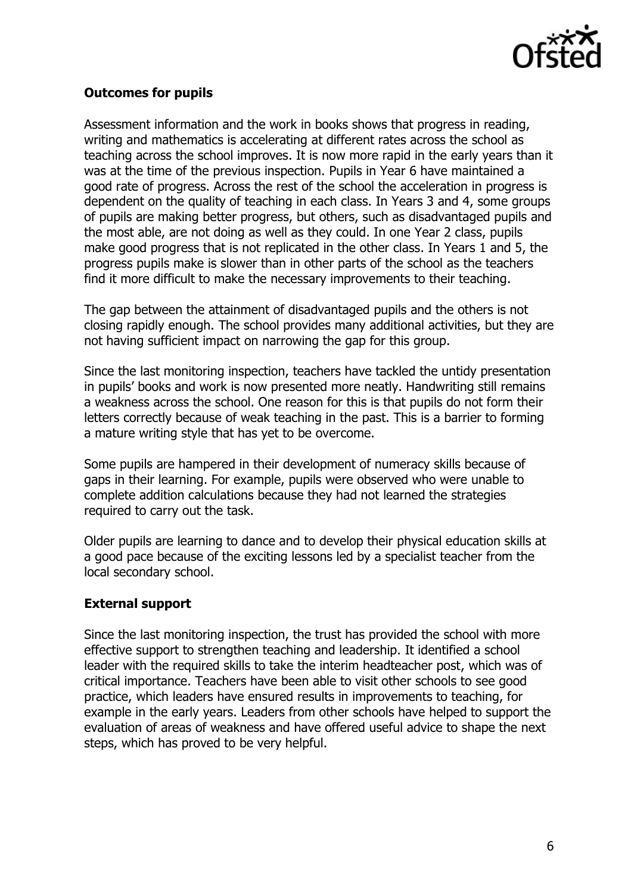## Outcomes for pupils

Assessment information and the work in books shows that progress in reading, writing and mathematics is accelerating at different rates across the school as teaching across the school improves. It is now more rapid in the early years than it was at the time of the previous inspection. Pupils in Year 6 have maintained a good rate of progress. Across the rest of the school the acceleration in progress is dependent on the quality of teaching in each class. In Years 3 and 4, some groups of pupils are making better progress, but others, such as disadvantaged pupils and the most able, are not doing as well as they could. In one Year 2 class, pupils make good progress that is not replicated in the other class. In Years 1 and 5, the progress pupils make is slower than in other parts of the school as the teachers find it more difficult to make the necessary improvements to their teaching.

The gap between the attainment of disadvantaged pupils and the others is not closing rapidly enough. The school provides many additional activities, but they are not having sufficient impact on narrowing the gap for this group.

Since the last monitoring inspection, teachers have tackled the untidy presentation in pupils' books and work is now presented more neatly. Handwriting still remains a weakness across the school. One reason for this is that pupils do not form their letters correctly because of weak teaching in the past. This is a barrier to forming a mature writing style that has yet to be overcome.

Some pupils are hampered in their development of numeracy skills because of gaps in their learning. For example, pupils were observed who were unable to complete addition calculations because they had not learned the strategies required to carry out the task.

Older pupils are learning to dance and to develop their physical education skills at a good pace because of the exciting lessons led by a specialist teacher from the local secondary school.

## External support

Since the last monitoring inspection, the trust has provided the school with more effective support to strengthen teaching and leadership. It identified a school leader with the required skills to take the interim headteacher post, which was of critical importance. Teachers have been able to visit other schools to see good practice, which leaders have ensured results in improvements to teaching, for example in the early years. Leaders from other schools have helped to support the evaluation of areas of weakness and have offered useful advice to shape the next steps, which has proved to be very helpful.